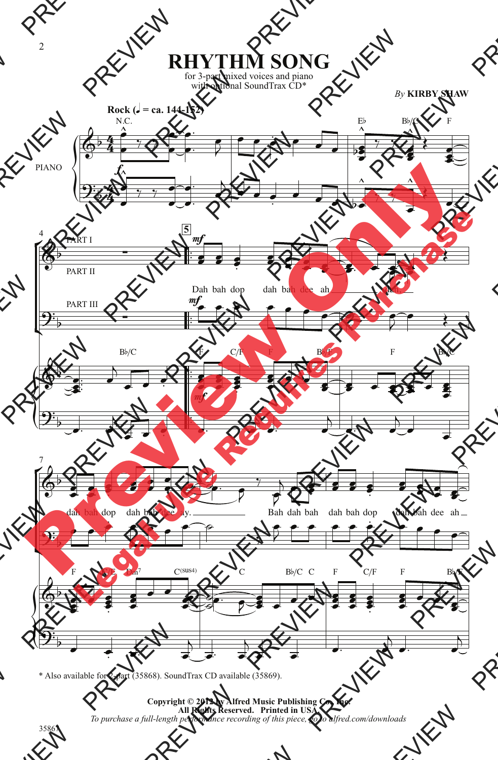# RHYTHM SONG

for 3-part mixed voices and piano
with optional SoundTrax CD*

*By* **KIRBY SHAW**

**Rock (♩ = ca. 144-152)**

* Also available for 2-part (35868). SoundTrax CD available (35869).

**Copyright © 2012 by Alfred Music Publishing Co., Inc.**
**All Rights Reserved. Printed in USA.**
*To purchase a full-length performance recording of this piece, go to alfred.com/downloads*

35867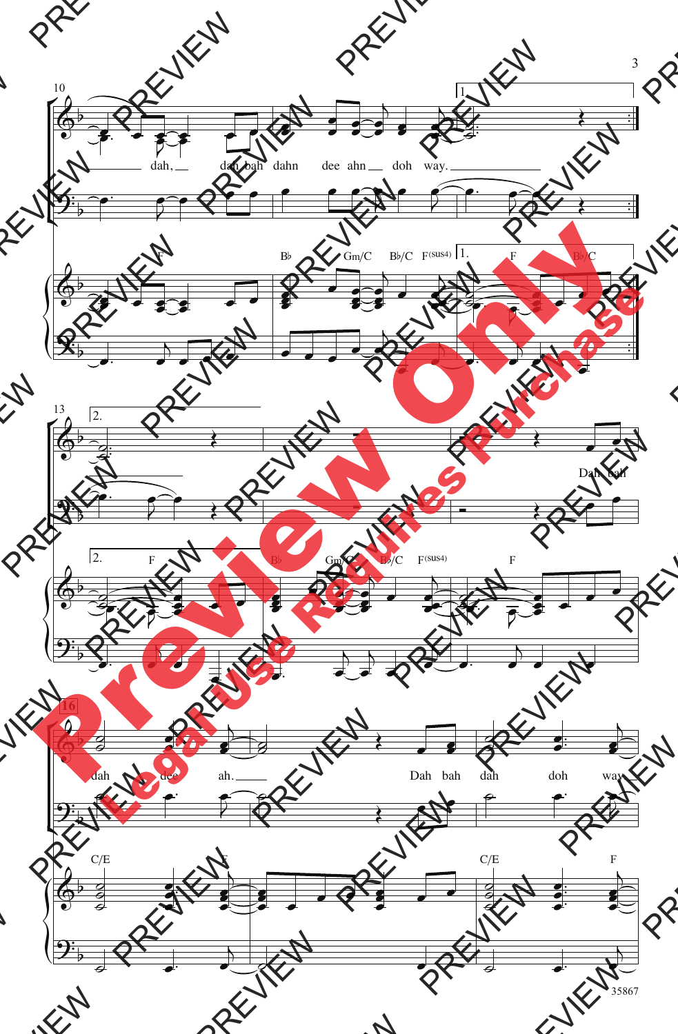10

dah, dah bah dahn dee ahn doh way.

F B♭ Gm/C B♭/C F(sus4) 1. F B♭/C

13

2. F B♭ Gm/C B♭/C F(sus4) F

Dah bah

16

dah dee ah. Dah bah dah doh way

C/E F C/E F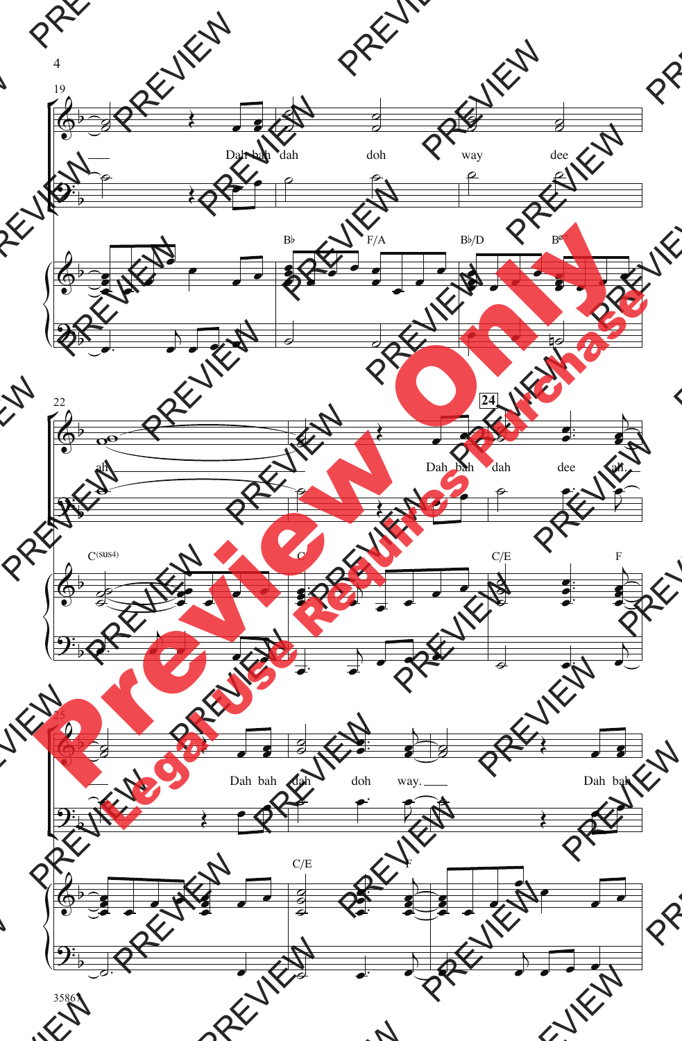Dah bah dah doh way dee

ah

Dah bah dah dee ah.

Dah bah dah doh way.

Dah bah

B♭ F/A B♭/D B°7

C(sus4) C C/E F

C/E F

**24**

Preview Only

Legal Use Requires Purchase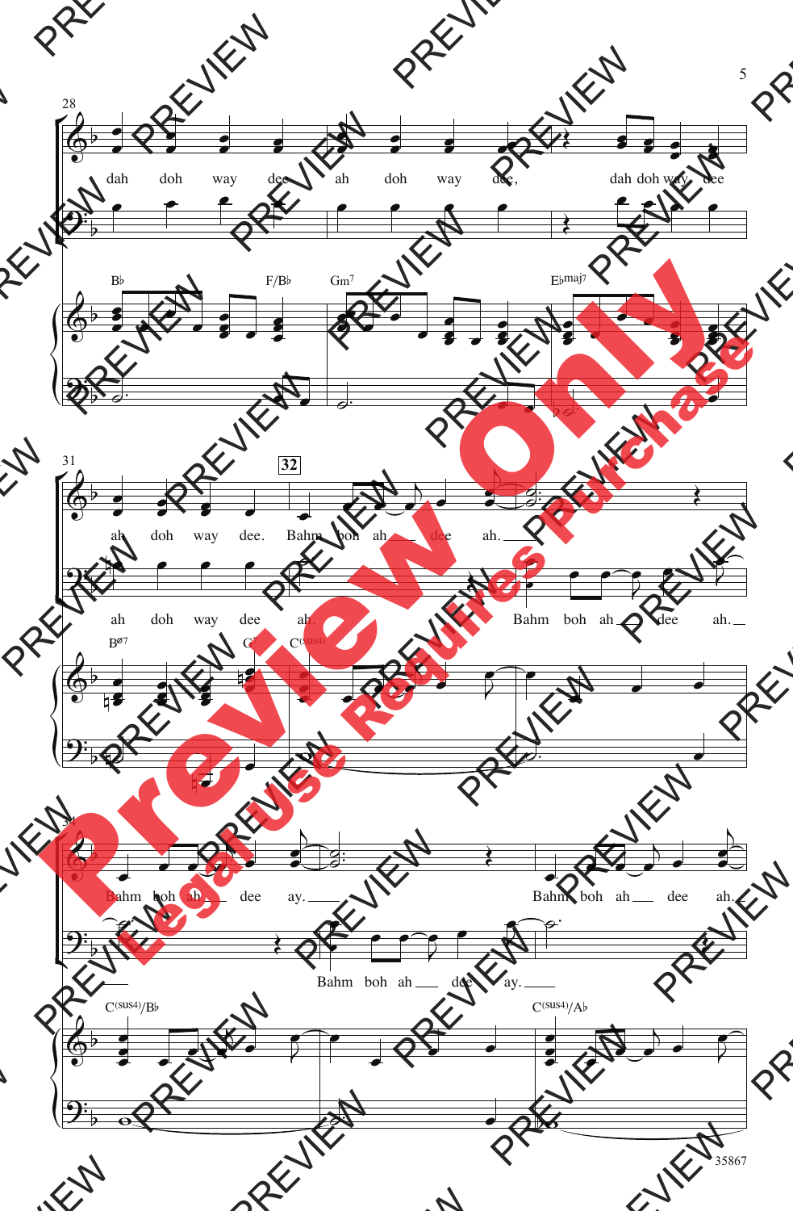28

dah doh way dee ah doh way dee, dah doh way dee

B♭ F/B♭ Gm7 E♭maj7

31

32

ah doh way dee. Bahm boh ah dee ah.

ah doh way dee ah. Bahm boh ah dee ah.

B∅7 G7 C(sus4)

34

Bahm boh ah dee ay. Bahm boh ah dee ah.

Bahm boh ah dee ay.

C(sus4)/B♭ C(sus4)/A♭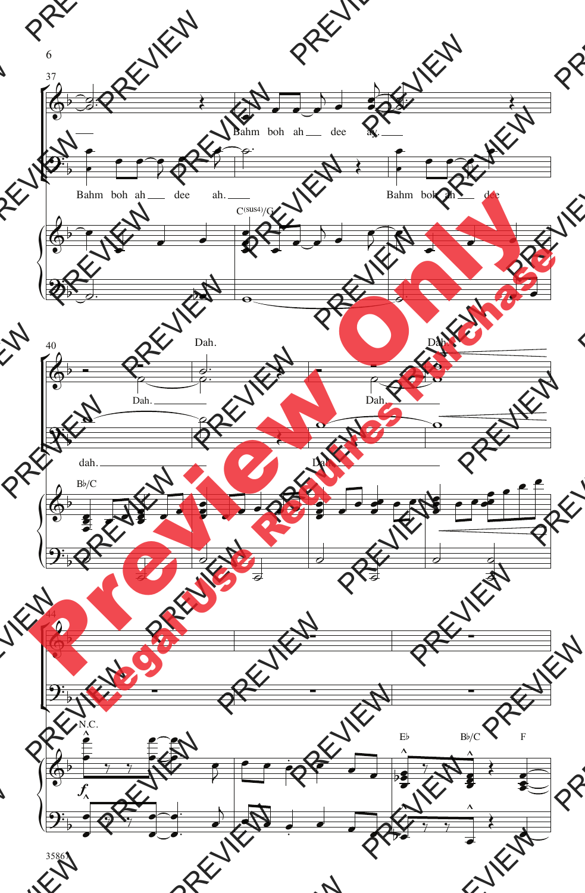37

Bahm boh ah dee ay.

Bahm boh ah dee ah.

Bahm boh ah dee

C(sus4)/G

40

Dah.

Dah.

Dah.

Dah.

dah.

Dah.

B♭/C

44

N.C.

*f*

E♭ B♭/C F

35867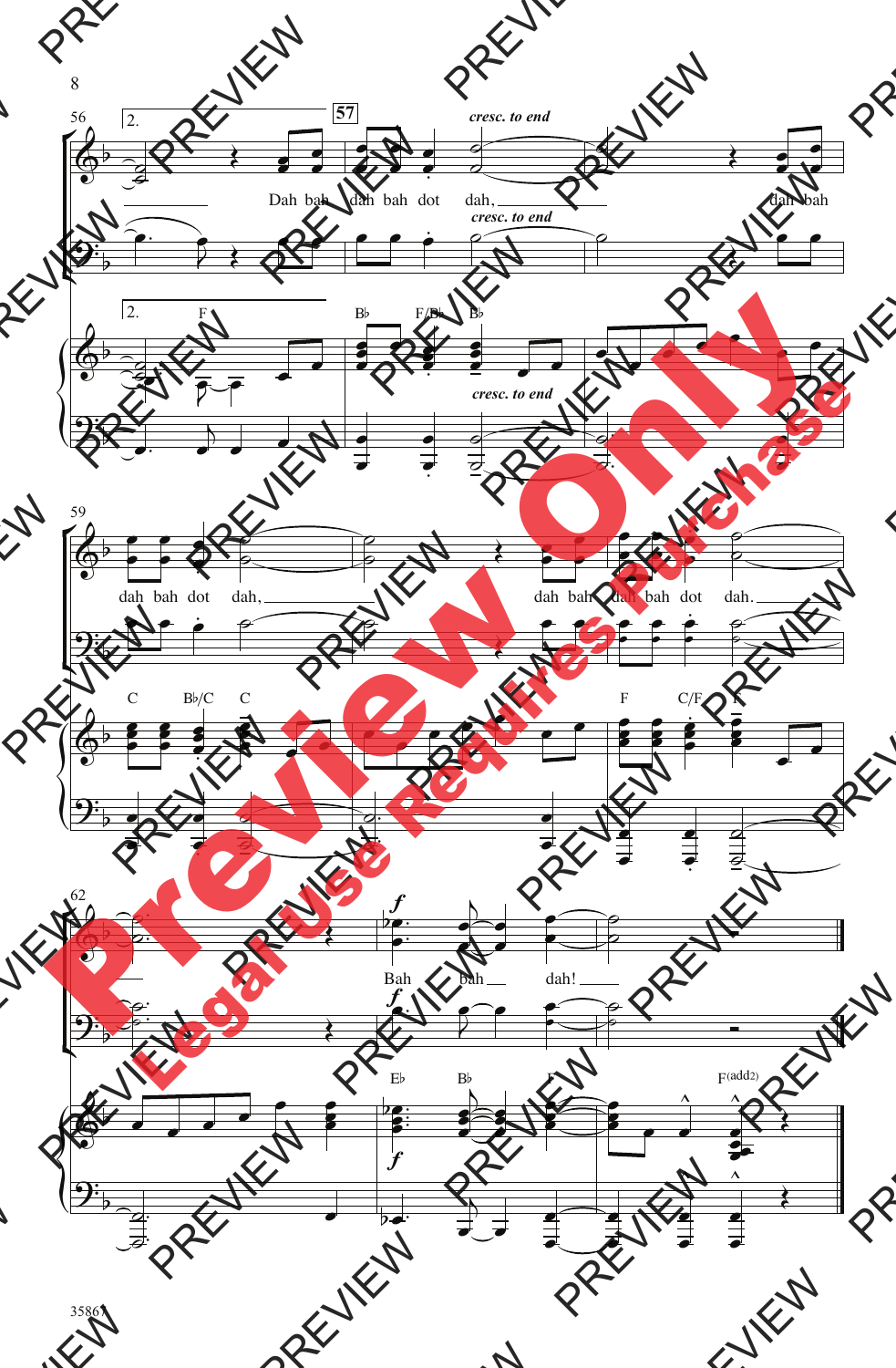2. 57 *cresc. to end*

Dah bah dah bah dot dah, dah bah

dah bah dot dah, dah bah dah bah dot dah.

*f*

Bah bah dah!

F Bb F/Bb Bb

C Bb/C C F C/F F

Eb Bb F F(add2)

Preview Only
Legal Use Requires Purchase